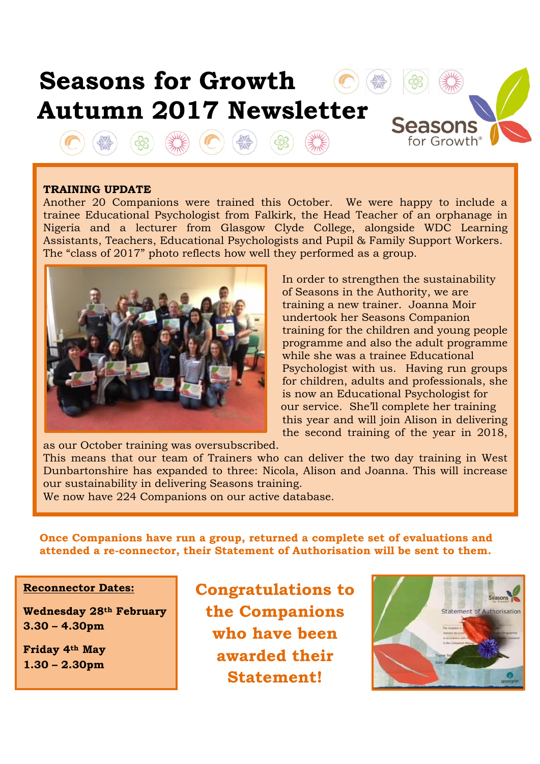# Seasons for Growth Autumn 2017 Newsletter

**TRAINING UPDATE**

Another 20 Companions were trained this October. We were happy to include a trainee Educational Psychologist from Falkirk, the Head Teacher of an orphanage in Nigeria and a lecturer from Glasgow Clyde College, alongside WDC Learning Assistants, Teachers, Educational Psychologists and Pupil & Family Support Workers. The "class of 2017" photo reflects how well they performed as a group.

In order to strengthen the sustainability of Seasons in the Authority, we are training a new trainer. Joanna Moir undertook her Seasons Companion training for the children and young people programme and also the adult programme while she was a trainee Educational Psychologist with us. Having run groups for children, adults and professionals, she is now an Educational Psychologist for our service. She'll complete her training this year and will join Alison in delivering the second training of the year in 2018, as our October training was oversubscribed.

This means that our team of Trainers who can deliver the two day training in West Dunbartonshire has expanded to three: Nicola, Alison and Joanna. This will increase our sustainability in delivering Seasons training.

We now have 224 Companions on our active database.

**Once Companions have run a group, returned a complete set of evaluations and attended a re-connector, their Statement of Authorisation will be sent to them.**

**Reconnector Dates:**

**Wednesday 28th February**
**3.30 – 4.30pm**

**Friday 4th May**
**1.30 – 2.30pm**

**Congratulations to the Companions who have been awarded their Statement!**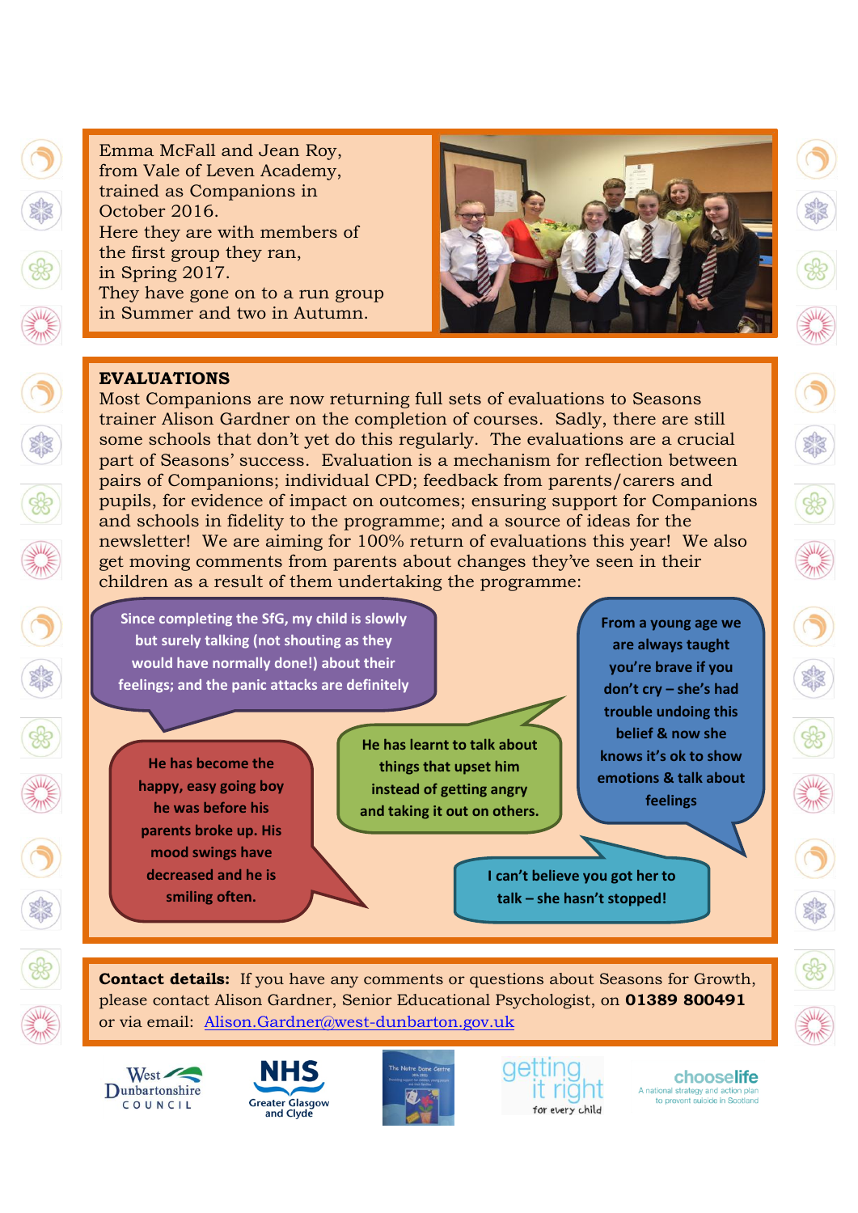Emma McFall and Jean Roy, from Vale of Leven Academy, trained as Companions in October 2016.
Here they are with members of the first group they ran, in Spring 2017.
They have gone on to a run group in Summer and two in Autumn.

## EVALUATIONS

Most Companions are now returning full sets of evaluations to Seasons trainer Alison Gardner on the completion of courses. Sadly, there are still some schools that don't yet do this regularly. The evaluations are a crucial part of Seasons' success. Evaluation is a mechanism for reflection between pairs of Companions; individual CPD; feedback from parents/carers and pupils, for evidence of impact on outcomes; ensuring support for Companions and schools in fidelity to the programme; and a source of ideas for the newsletter! We are aiming for 100% return of evaluations this year! We also get moving comments from parents about changes they've seen in their children as a result of them undertaking the programme:

**Since completing the SfG, my child is slowly but surely talking (not shouting as they would have normally done!) about their feelings; and the panic attacks are definitely**

**From a young age we are always taught you're brave if you don't cry – she's had trouble undoing this belief & now she knows it's ok to show emotions & talk about feelings**

**He has become the happy, easy going boy he was before his parents broke up. His mood swings have decreased and he is smiling often.**

**He has learnt to talk about things that upset him instead of getting angry and taking it out on others.**

**I can't believe you got her to talk – she hasn't stopped!**

**Contact details:** If you have any comments or questions about Seasons for Growth, please contact Alison Gardner, Senior Educational Psychologist, on **01389 800491** or via email: [Alison.Gardner@west-dunbarton.gov.uk](mailto:Alison.Gardner@west-dunbarton.gov.uk)

West Dunbartonshire Council | NHS Greater Glasgow and Clyde | The Notre Dame Centre | getting it right for every child | chooselife – A national strategy and action plan to prevent suicide in Scotland